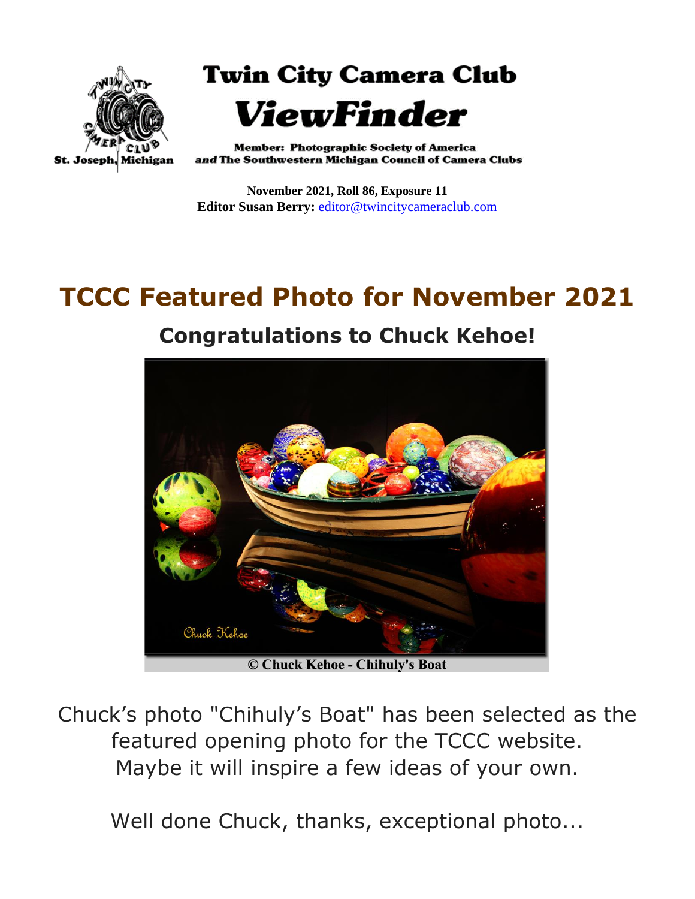# Twin City Camera Club

## *ViewFinder*

St. Joseph, Michigan

**Member: Photographic Society of America**
***and* The Southwestern Michigan Council of Camera Clubs**

**November 2021, Roll 86, Exposure 11**
**Editor Susan Berry:** editor@twincitycameraclub.com

# TCCC Featured Photo for November 2021

## Congratulations to Chuck Kehoe!

© Chuck Kehoe - Chihuly's Boat

Chuck's photo "Chihuly's Boat" has been selected as the featured opening photo for the TCCC website. Maybe it will inspire a few ideas of your own.

Well done Chuck, thanks, exceptional photo...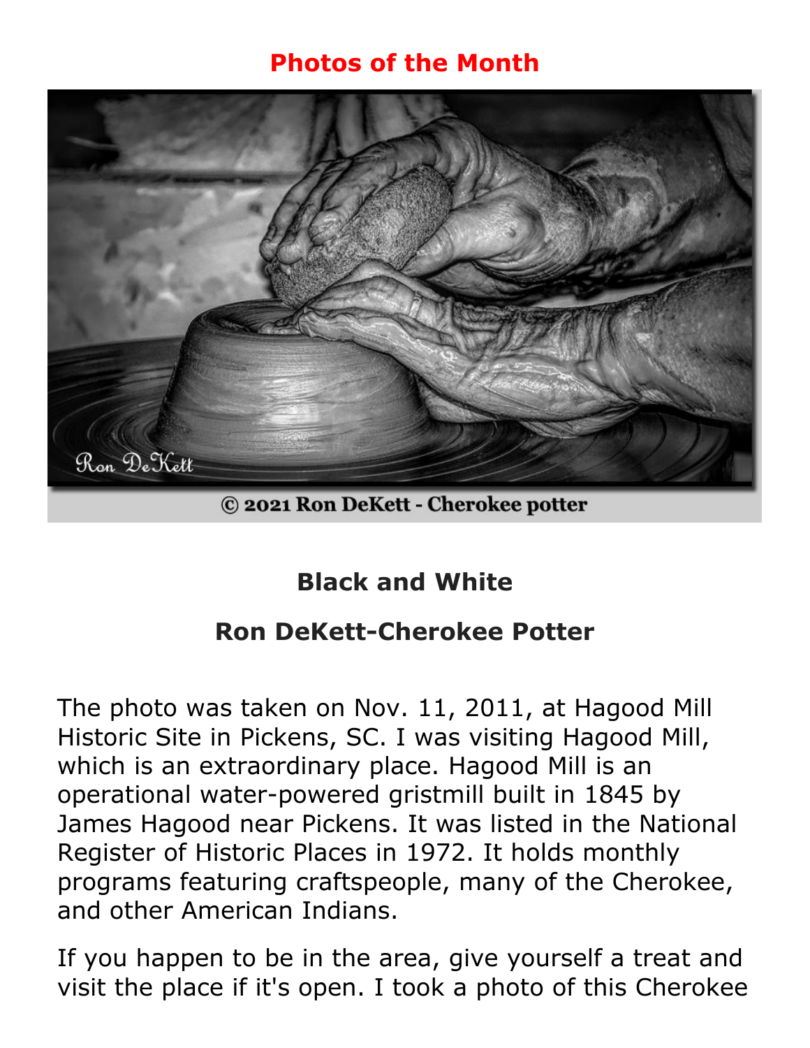## Photos of the Month

© 2021 Ron DeKett - Cherokee potter

### Black and White

### Ron DeKett-Cherokee Potter

The photo was taken on Nov. 11, 2011, at Hagood Mill Historic Site in Pickens, SC. I was visiting Hagood Mill, which is an extraordinary place. Hagood Mill is an operational water-powered gristmill built in 1845 by James Hagood near Pickens. It was listed in the National Register of Historic Places in 1972. It holds monthly programs featuring craftspeople, many of the Cherokee, and other American Indians.

If you happen to be in the area, give yourself a treat and visit the place if it's open. I took a photo of this Cherokee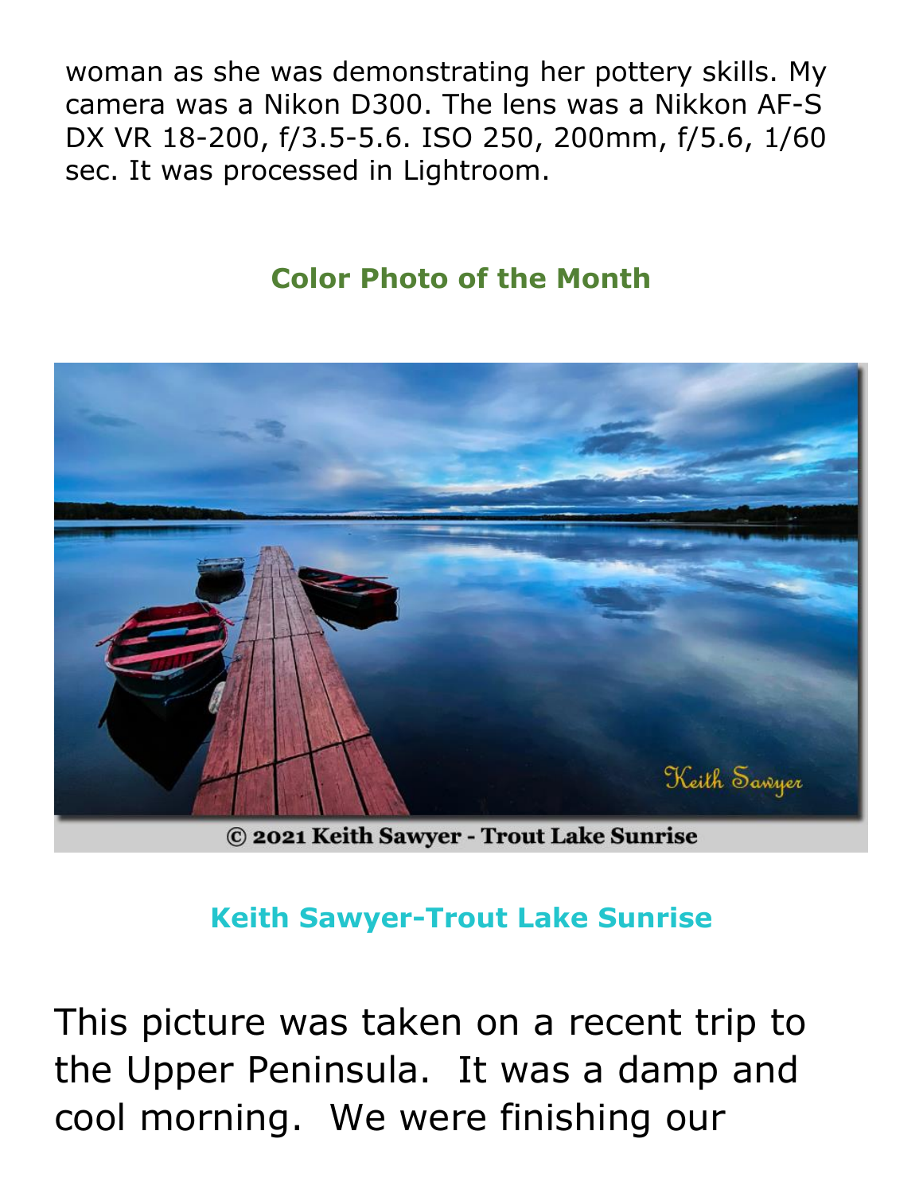woman as she was demonstrating her pottery skills. My camera was a Nikon D300. The lens was a Nikkon AF-S DX VR 18-200, f/3.5-5.6. ISO 250, 200mm, f/5.6, 1/60 sec. It was processed in Lightroom.

## Color Photo of the Month

© 2021 Keith Sawyer - Trout Lake Sunrise

### Keith Sawyer-Trout Lake Sunrise

This picture was taken on a recent trip to the Upper Peninsula. It was a damp and cool morning. We were finishing our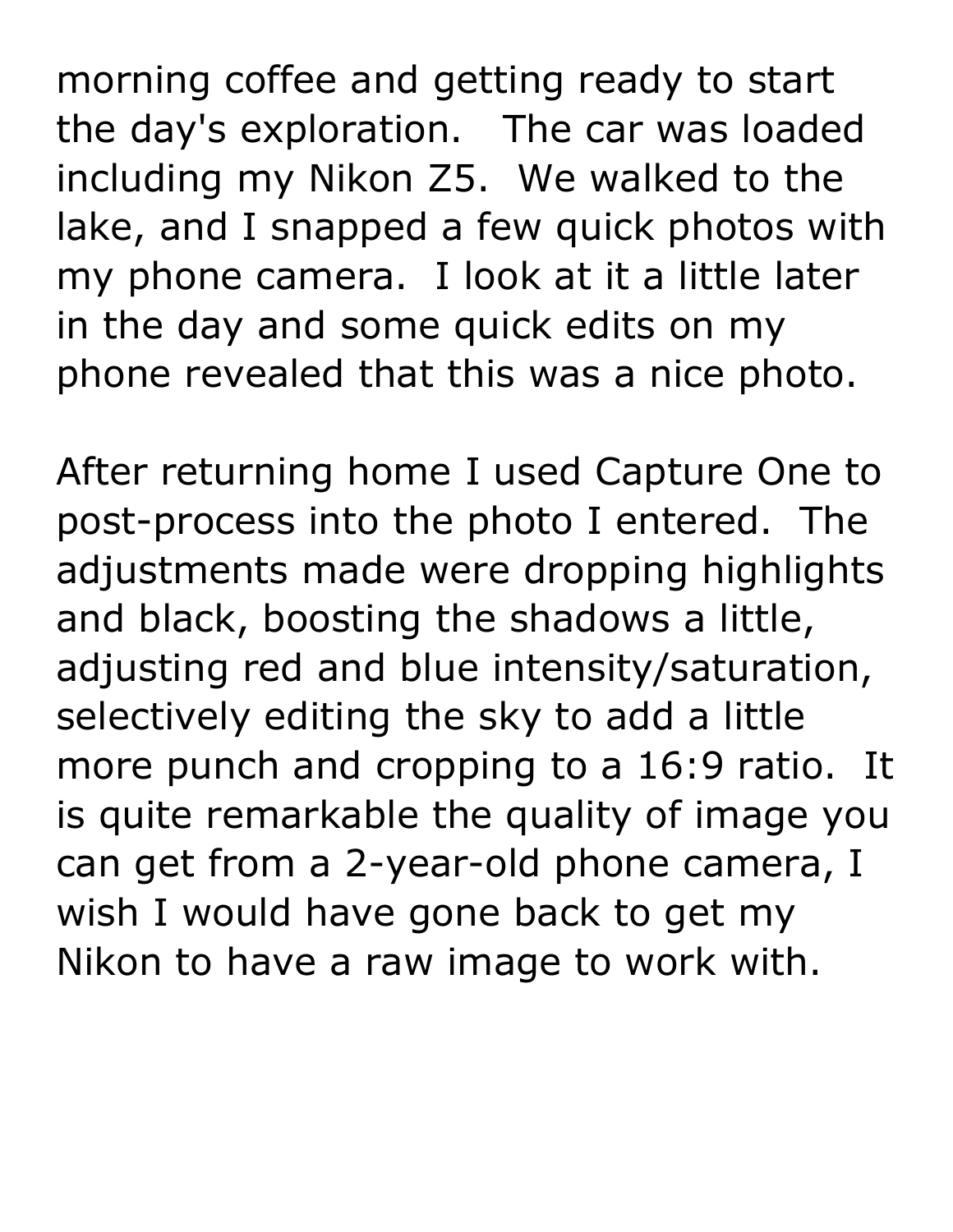morning coffee and getting ready to start the day's exploration. The car was loaded including my Nikon Z5. We walked to the lake, and I snapped a few quick photos with my phone camera. I look at it a little later in the day and some quick edits on my phone revealed that this was a nice photo.

After returning home I used Capture One to post-process into the photo I entered. The adjustments made were dropping highlights and black, boosting the shadows a little, adjusting red and blue intensity/saturation, selectively editing the sky to add a little more punch and cropping to a 16:9 ratio. It is quite remarkable the quality of image you can get from a 2-year-old phone camera, I wish I would have gone back to get my Nikon to have a raw image to work with.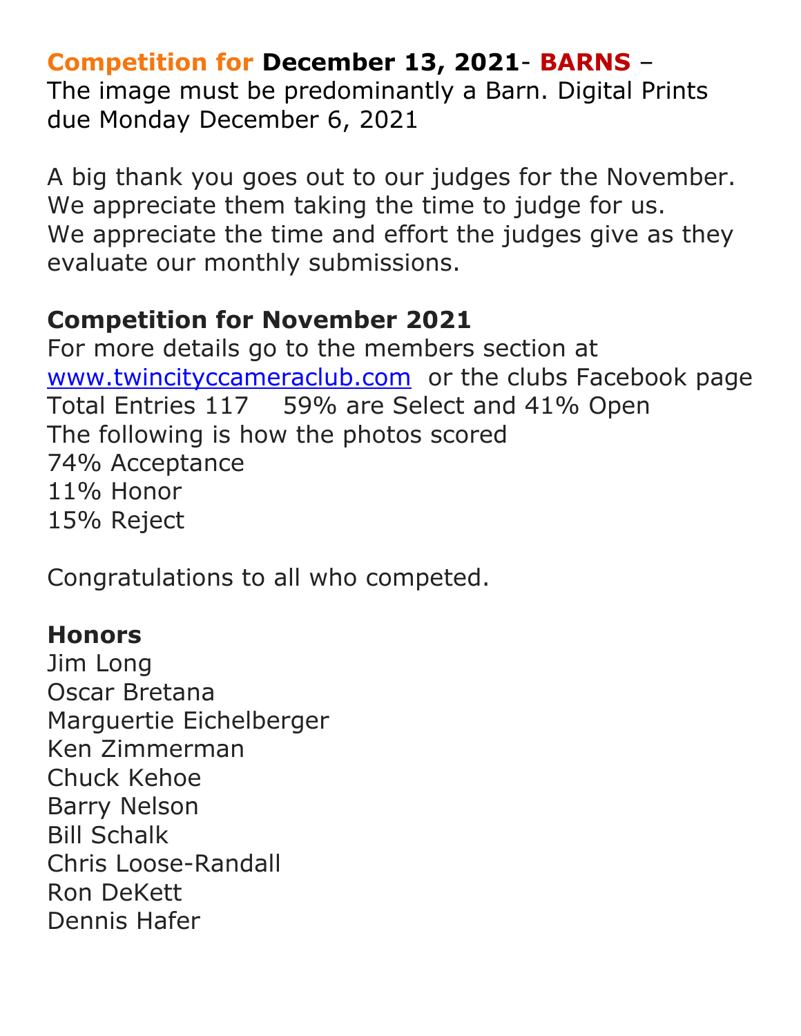**Competition for December 13, 2021- BARNS** –
The image must be predominantly a Barn. Digital Prints due Monday December 6, 2021

A big thank you goes out to our judges for the November. We appreciate them taking the time to judge for us. We appreciate the time and effort the judges give as they evaluate our monthly submissions.

**Competition for November 2021**
For more details go to the members section at [www.twincityccameraclub.com](http://www.twincityccameraclub.com) or the clubs Facebook page
Total Entries 117 59% are Select and 41% Open
The following is how the photos scored
74% Acceptance
11% Honor
15% Reject

Congratulations to all who competed.

**Honors**
Jim Long
Oscar Bretana
Marguertie Eichelberger
Ken Zimmerman
Chuck Kehoe
Barry Nelson
Bill Schalk
Chris Loose-Randall
Ron DeKett
Dennis Hafer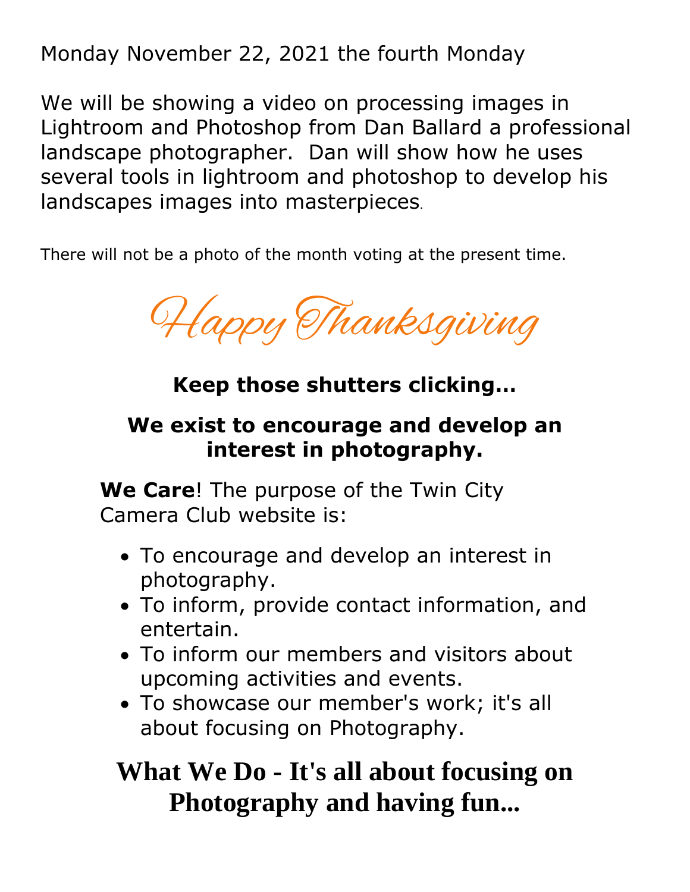Monday November 22, 2021 the fourth Monday

We will be showing a video on processing images in Lightroom and Photoshop from Dan Ballard a professional landscape photographer. Dan will show how he uses several tools in lightroom and photoshop to develop his landscapes images into masterpieces.

There will not be a photo of the month voting at the present time.

*Happy Thanksgiving*

**Keep those shutters clicking…**

**We exist to encourage and develop an interest in photography.**

**We Care**! The purpose of the Twin City Camera Club website is:

- To encourage and develop an interest in photography.
- To inform, provide contact information, and entertain.
- To inform our members and visitors about upcoming activities and events.
- To showcase our member's work; it's all about focusing on Photography.

## What We Do - It's all about focusing on Photography and having fun...